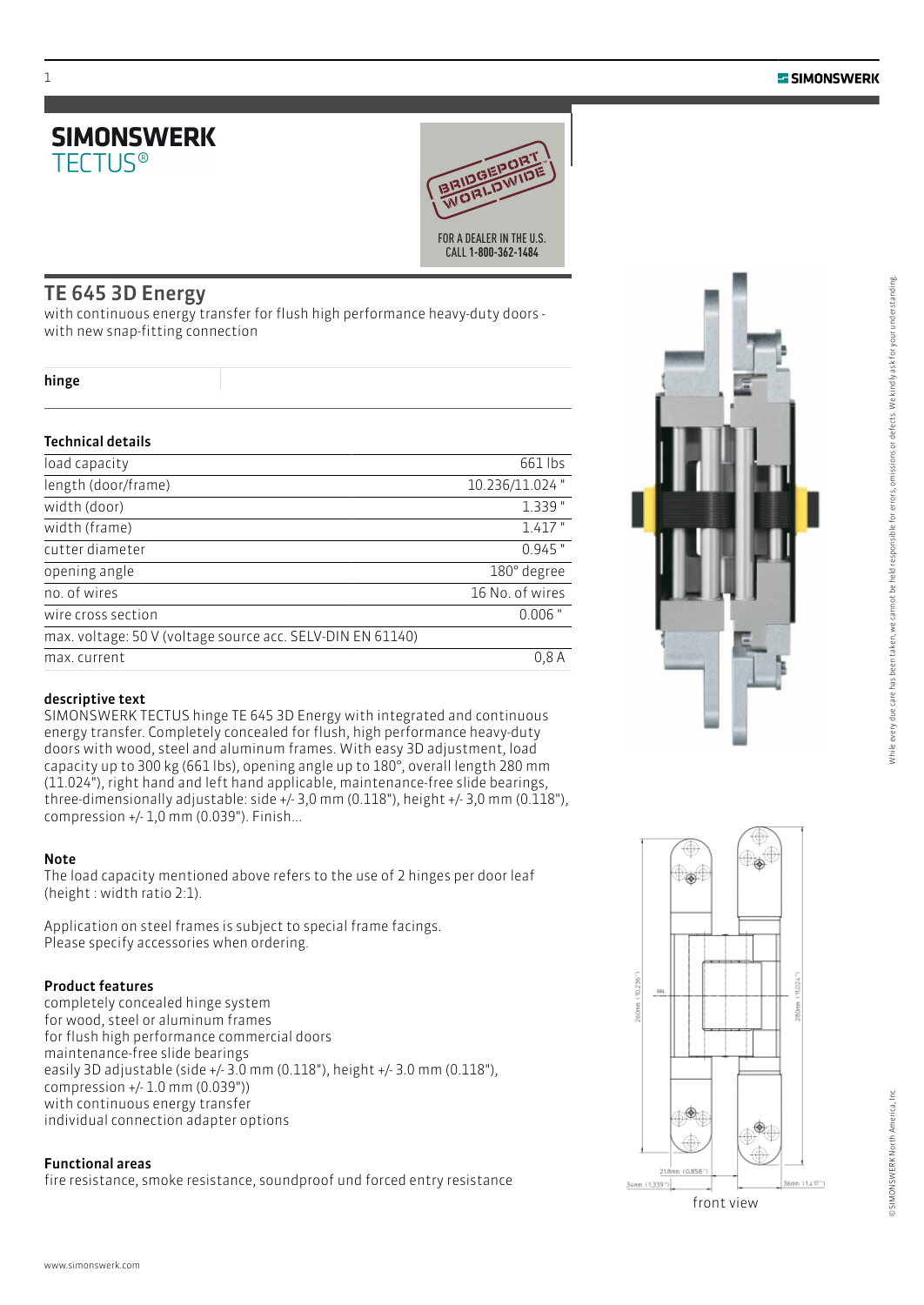# SIMONSWERK TECTUS®

BRIDGEPORT WORLDWIDE

FOR A DEALER IN THE U.S. CALL 1-800-362-1484

## TE 645 3D Energy

with continuous energy transfer for flush high performance heavy-duty doors - with new snap-fitting connection

**hinge**

### Technical details

| | |
|---|---|
| load capacity | 661 lbs |
| length (door/frame) | 10.236/11.024 " |
| width (door) | 1.339 " |
| width (frame) | 1.417 " |
| cutter diameter | 0.945 " |
| opening angle | 180° degree |
| no. of wires | 16 No. of wires |
| wire cross section | 0.006 " |
| max. voltage: 50 V (voltage source acc. SELV-DIN EN 61140) | |
| max. current | 0,8 A |

### descriptive text

SIMONSWERK TECTUS hinge TE 645 3D Energy with integrated and continuous energy transfer. Completely concealed for flush, high performance heavy-duty doors with wood, steel and aluminum frames. With easy 3D adjustment, load capacity up to 300 kg (661 lbs), opening angle up to 180°, overall length 280 mm (11.024"), right hand and left hand applicable, maintenance-free slide bearings, three-dimensionally adjustable: side +/- 3,0 mm (0.118"), height +/- 3,0 mm (0.118"), compression +/- 1,0 mm (0.039"). Finish...

### Note

The load capacity mentioned above refers to the use of 2 hinges per door leaf (height : width ratio 2:1).

Application on steel frames is subject to special frame facings. Please specify accessories when ordering.

### Product features

completely concealed hinge system
for wood, steel or aluminum frames
for flush high performance commercial doors
maintenance-free slide bearings
easily 3D adjustable (side +/- 3.0 mm (0.118"), height +/- 3.0 mm (0.118"), compression +/- 1.0 mm (0.039"))
with continuous energy transfer
individual connection adapter options

### Functional areas

fire resistance, smoke resistance, soundproof und forced entry resistance

front view

While every due care has been taken, we cannot be held responsible for errors, omissions or defects. We kindly ask for your understanding.

© SIMONSWERK North America, Inc.

www.simonswerk.com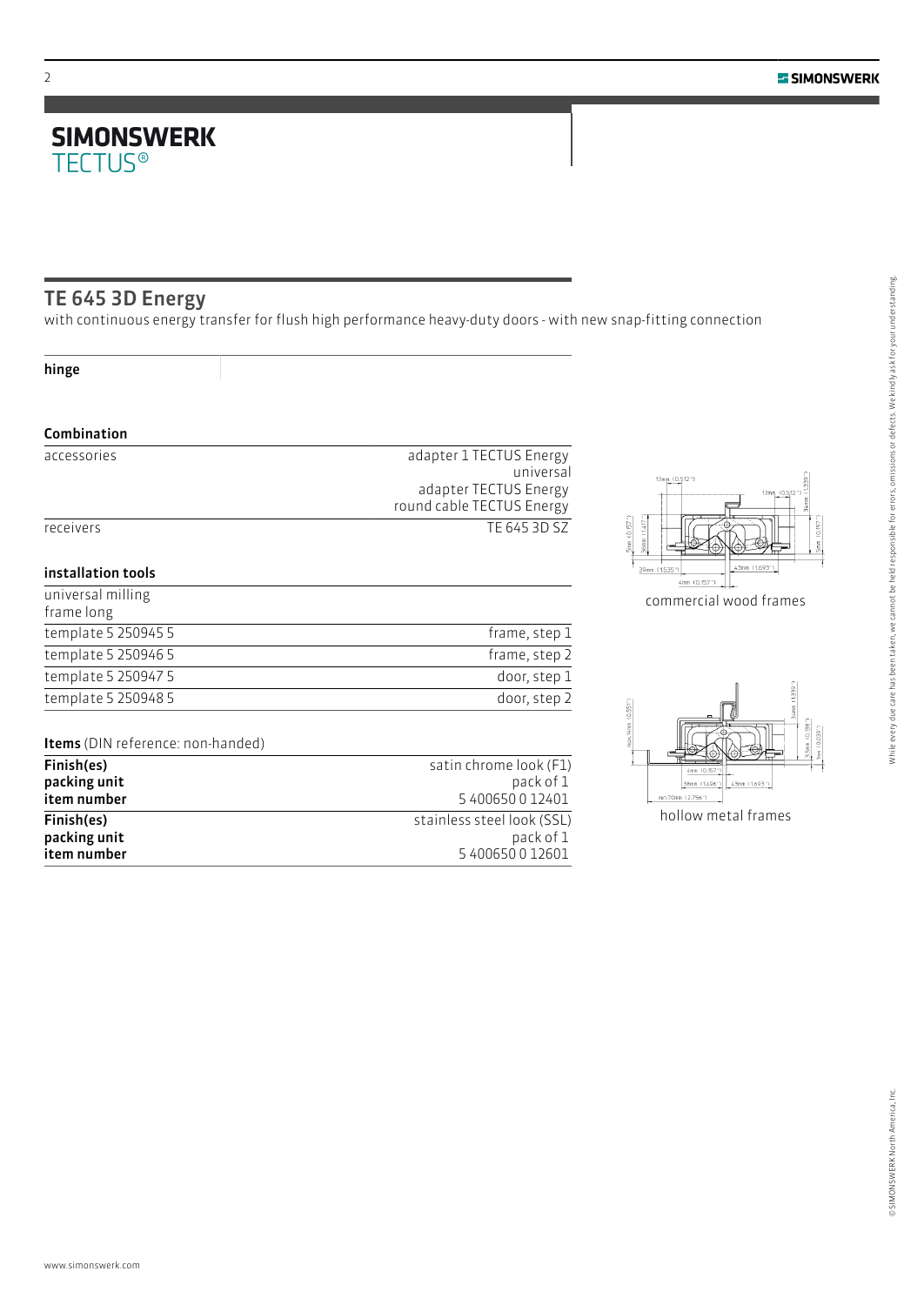**SIMONSWERK**
TECTUS®

## TE 645 3D Energy

with continuous energy transfer for flush high performance heavy-duty doors - with new snap-fitting connection

### hinge

#### Combination

| | |
|---|---|
| accessories | adapter 1 TECTUS Energy universal<br>adapter TECTUS Energy<br>round cable TECTUS Energy |
| receivers | TE 645 3D SZ |

#### installation tools

| | |
|---|---|
| universal milling frame long | |
| template 5 250945 5 | frame, step 1 |
| template 5 250946 5 | frame, step 2 |
| template 5 250947 5 | door, step 1 |
| template 5 250948 5 | door, step 2 |

**Items** (DIN reference: non-handed)

| | |
|---|---|
| **Finish(es)** | satin chrome look (F1) |
| **packing unit** | pack of 1 |
| **item number** | 5 400650 0 12401 |
| **Finish(es)** | stainless steel look (SSL) |
| **packing unit** | pack of 1 |
| **item number** | 5 400650 0 12601 |

13mm (0.512")
13mm (0.512")
34mm (1.339")
5mm (0.197")
5mm (0.197")
36mm (1.417")
39mm (1.535")
43mm (1.693")
4mm (0.157")

commercial wood frames

max.14mm (0.551")
34mm (1.339")
3.5mm (0.138")
1mm (0.039")
4mm (0.157")
38mm (1.496")
43mm (1.693")
min.70mm (2.756")

hollow metal frames

While every due care has been taken, we cannot be held responsible for errors, omissions or defects. We kindly ask for your understanding.

© SIMONSWERK North America, Inc.

www.simonswerk.com